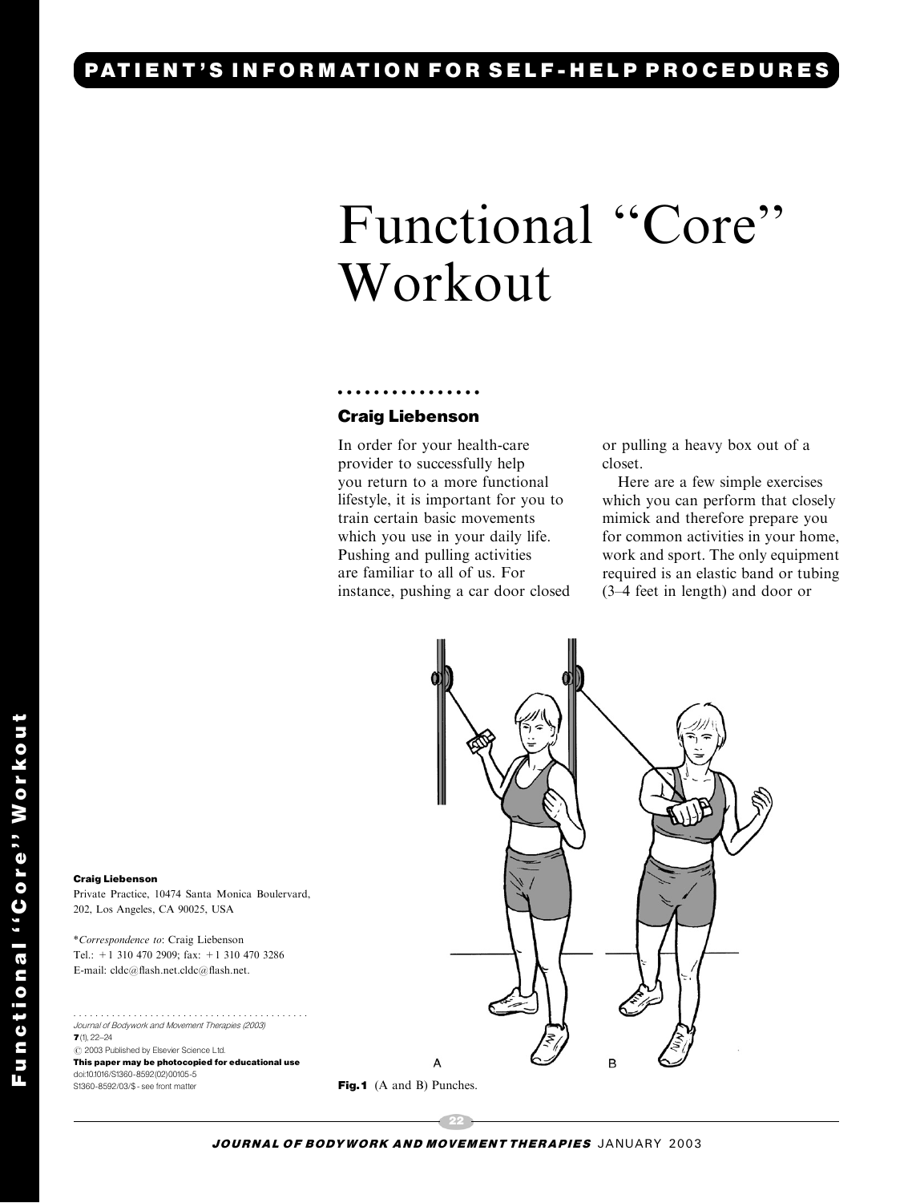PATIENT'S INFORMATION FOR SELF-HELP PROCEDURES

# Functional "Core" Workout

**Craig Liebenson**

In order for your health-care provider to successfully help you return to a more functional lifestyle, it is important for you to train certain basic movements which you use in your daily life. Pushing and pulling activities are familiar to all of us. For instance, pushing a car door closed or pulling a heavy box out of a closet.

Here are a few simple exercises which you can perform that closely mimick and therefore prepare you for common activities in your home, work and sport. The only equipment required is an elastic band or tubing (3–4 feet in length) and door or

**Fig.1** (A and B) Punches.

**Craig Liebenson**
Private Practice, 10474 Santa Monica Boulervard, 202, Los Angeles, CA 90025, USA

**Correspondence to*: Craig Liebenson
Tel.: +1 310 470 2909; fax: +1 310 470 3286
E-mail: cldc@flash.net.cldc@flash.net.

*Journal of Bodywork and Movement Therapies (2003)*
**7**(1), 22–24
© 2003 Published by Elsevier Science Ltd.
**This paper may be photocopied for educational use**
doi:10.1016/S1360-8592(02)00105-5
S1360-8592/03/$ - see front matter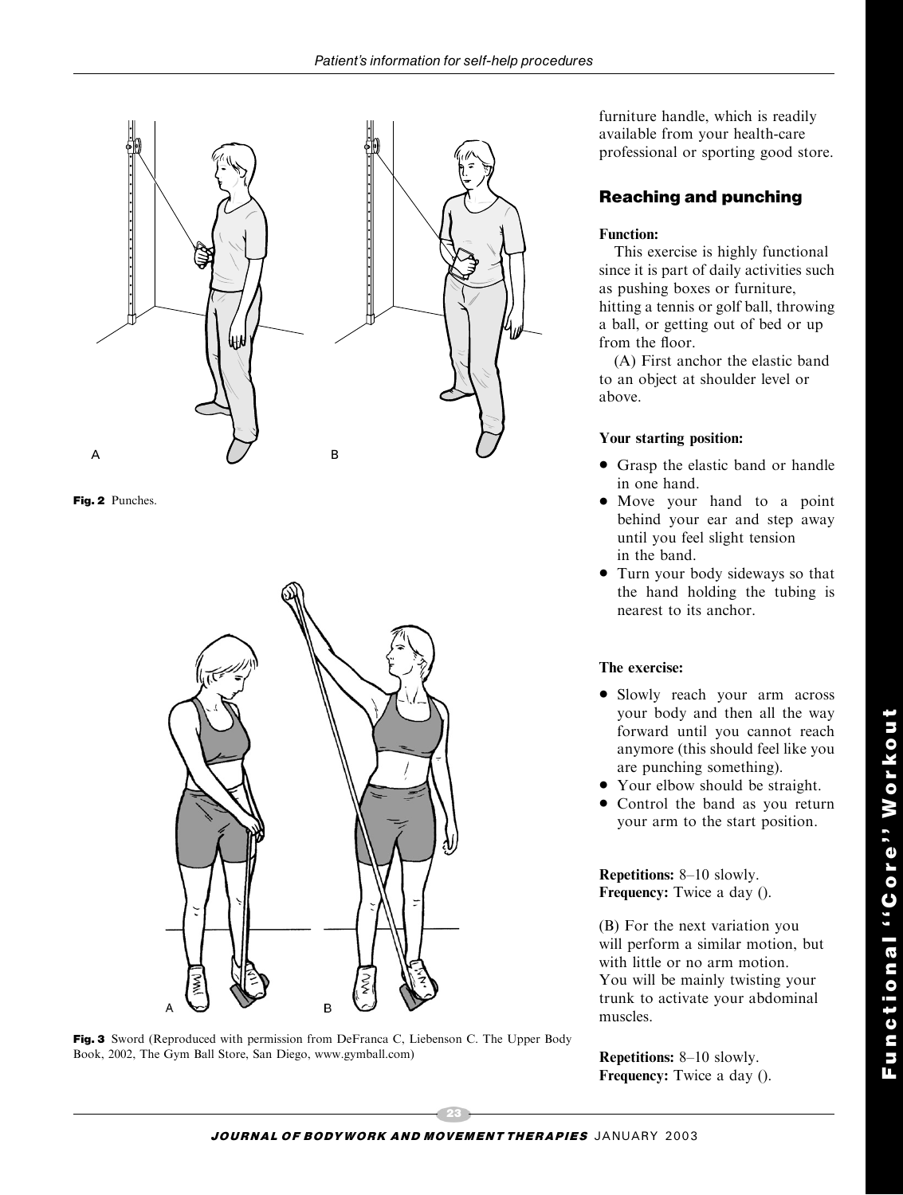Fig. 2 Punches.

Fig. 3 Sword (Reproduced with permission from DeFranca C, Liebenson C. The Upper Body Book, 2002, The Gym Ball Store, San Diego, www.gymball.com)

furniture handle, which is readily available from your health-care professional or sporting good store.

## Reaching and punching

**Function:**

This exercise is highly functional since it is part of daily activities such as pushing boxes or furniture, hitting a tennis or golf ball, throwing a ball, or getting out of bed or up from the floor.

(A) First anchor the elastic band to an object at shoulder level or above.

**Your starting position:**

- Grasp the elastic band or handle in one hand.
- Move your hand to a point behind your ear and step away until you feel slight tension in the band.
- Turn your body sideways so that the hand holding the tubing is nearest to its anchor.

**The exercise:**

- Slowly reach your arm across your body and then all the way forward until you cannot reach anymore (this should feel like you are punching something).
- Your elbow should be straight.
- Control the band as you return your arm to the start position.

**Repetitions:** 8–10 slowly.
**Frequency:** Twice a day ().

(B) For the next variation you will perform a similar motion, but with little or no arm motion. You will be mainly twisting your trunk to activate your abdominal muscles.

**Repetitions:** 8–10 slowly.
**Frequency:** Twice a day ().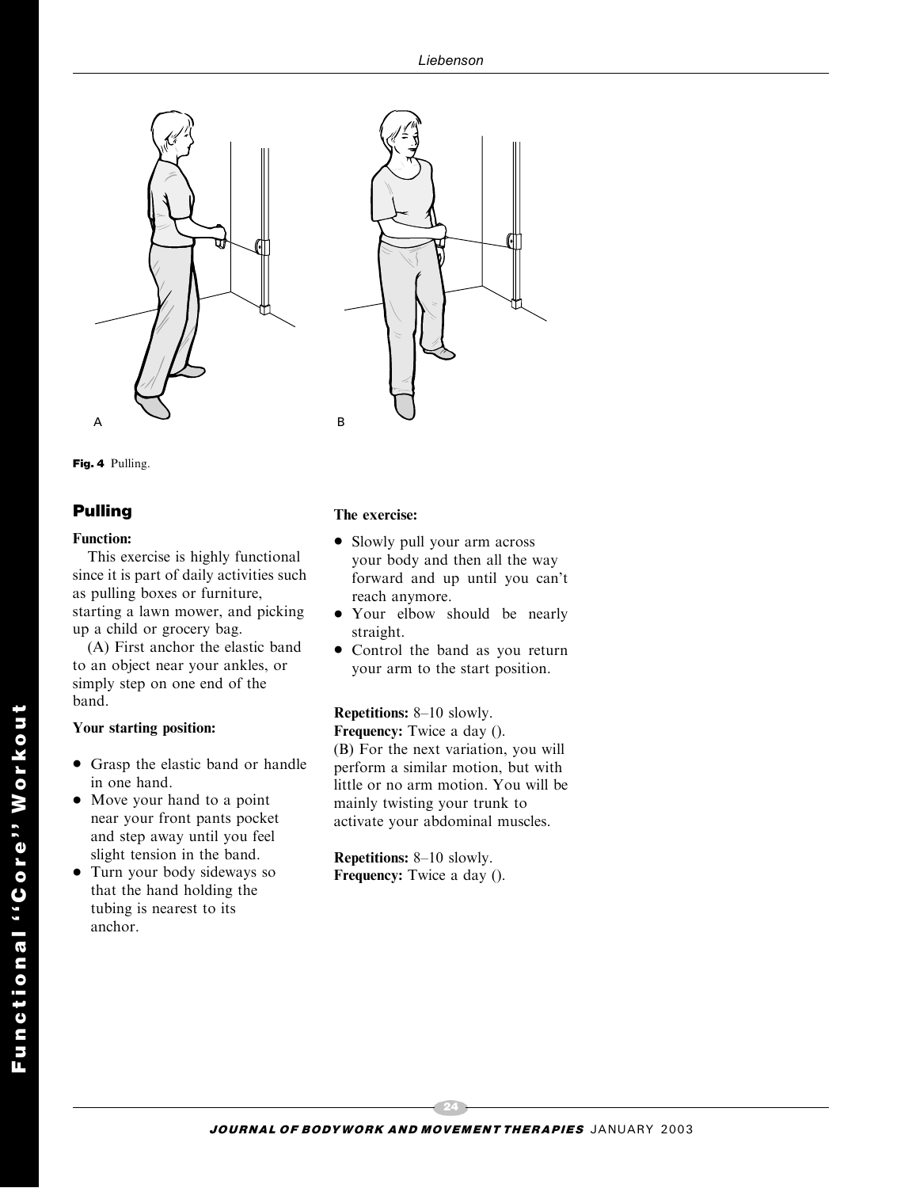A

B

Fig. 4 Pulling.

## Pulling

**Function:**

This exercise is highly functional since it is part of daily activities such as pulling boxes or furniture, starting a lawn mower, and picking up a child or grocery bag.

(A) First anchor the elastic band to an object near your ankles, or simply step on one end of the band.

**Your starting position:**

- Grasp the elastic band or handle in one hand.
- Move your hand to a point near your front pants pocket and step away until you feel slight tension in the band.
- Turn your body sideways so that the hand holding the tubing is nearest to its anchor.

**The exercise:**

- Slowly pull your arm across your body and then all the way forward and up until you can't reach anymore.
- Your elbow should be nearly straight.
- Control the band as you return your arm to the start position.

**Repetitions:** 8–10 slowly.
**Frequency:** Twice a day ().

(B) For the next variation, you will perform a similar motion, but with little or no arm motion. You will be mainly twisting your trunk to activate your abdominal muscles.

**Repetitions:** 8–10 slowly.
**Frequency:** Twice a day ().